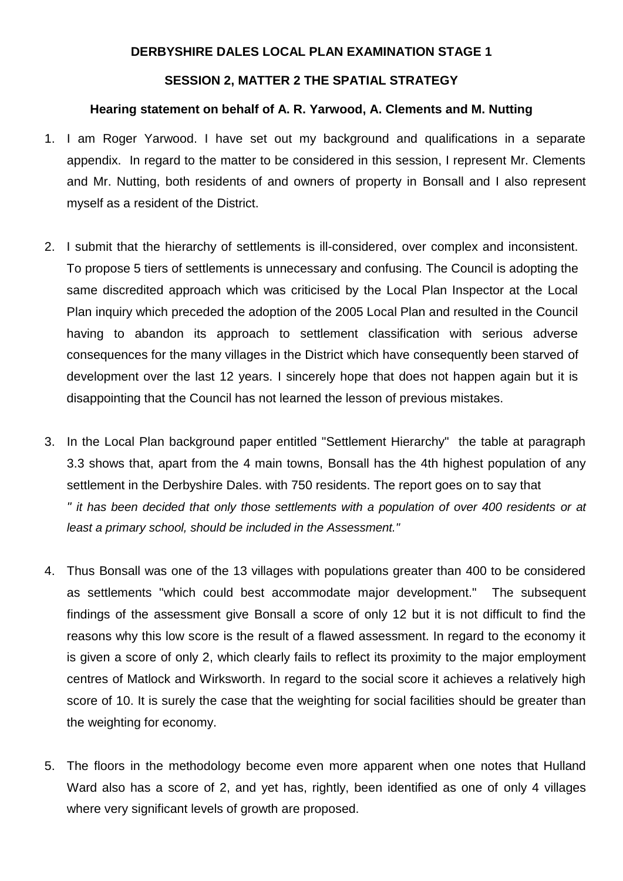**DERBYSHIRE DALES LOCAL PLAN EXAMINATION STAGE 1**

**SESSION 2, MATTER 2 THE SPATIAL STRATEGY**

**Hearing statement on behalf of A. R. Yarwood, A. Clements and M. Nutting**

1. I am Roger Yarwood. I have set out my background and qualifications in a separate appendix. In regard to the matter to be considered in this session, I represent Mr. Clements and Mr. Nutting, both residents of and owners of property in Bonsall and I also represent myself as a resident of the District.

2. I submit that the hierarchy of settlements is ill-considered, over complex and inconsistent. To propose 5 tiers of settlements is unnecessary and confusing. The Council is adopting the same discredited approach which was criticised by the Local Plan Inspector at the Local Plan inquiry which preceded the adoption of the 2005 Local Plan and resulted in the Council having to abandon its approach to settlement classification with serious adverse consequences for the many villages in the District which have consequently been starved of development over the last 12 years. I sincerely hope that does not happen again but it is disappointing that the Council has not learned the lesson of previous mistakes.

3. In the Local Plan background paper entitled "Settlement Hierarchy" the table at paragraph 3.3 shows that, apart from the 4 main towns, Bonsall has the 4th highest population of any settlement in the Derbyshire Dales. with 750 residents. The report goes on to say that *" it has been decided that only those settlements with a population of over 400 residents or at least a primary school, should be included in the Assessment."*

4. Thus Bonsall was one of the 13 villages with populations greater than 400 to be considered as settlements "which could best accommodate major development." The subsequent findings of the assessment give Bonsall a score of only 12 but it is not difficult to find the reasons why this low score is the result of a flawed assessment. In regard to the economy it is given a score of only 2, which clearly fails to reflect its proximity to the major employment centres of Matlock and Wirksworth. In regard to the social score it achieves a relatively high score of 10. It is surely the case that the weighting for social facilities should be greater than the weighting for economy.

5. The floors in the methodology become even more apparent when one notes that Hulland Ward also has a score of 2, and yet has, rightly, been identified as one of only 4 villages where very significant levels of growth are proposed.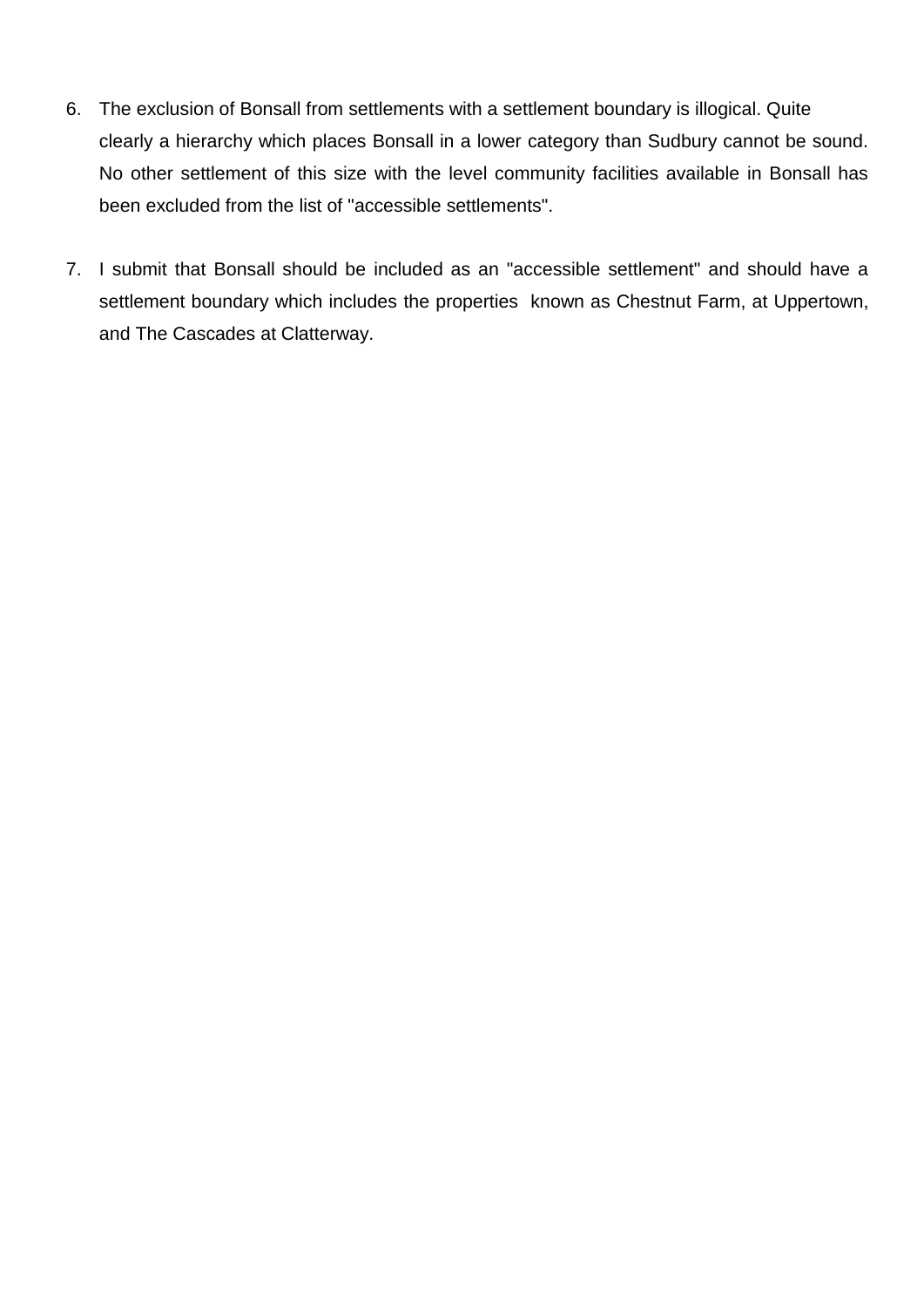6. The exclusion of Bonsall from settlements with a settlement boundary is illogical. Quite clearly a hierarchy which places Bonsall in a lower category than Sudbury cannot be sound. No other settlement of this size with the level community facilities available in Bonsall has been excluded from the list of "accessible settlements".

7. I submit that Bonsall should be included as an "accessible settlement" and should have a settlement boundary which includes the properties known as Chestnut Farm, at Uppertown, and The Cascades at Clatterway.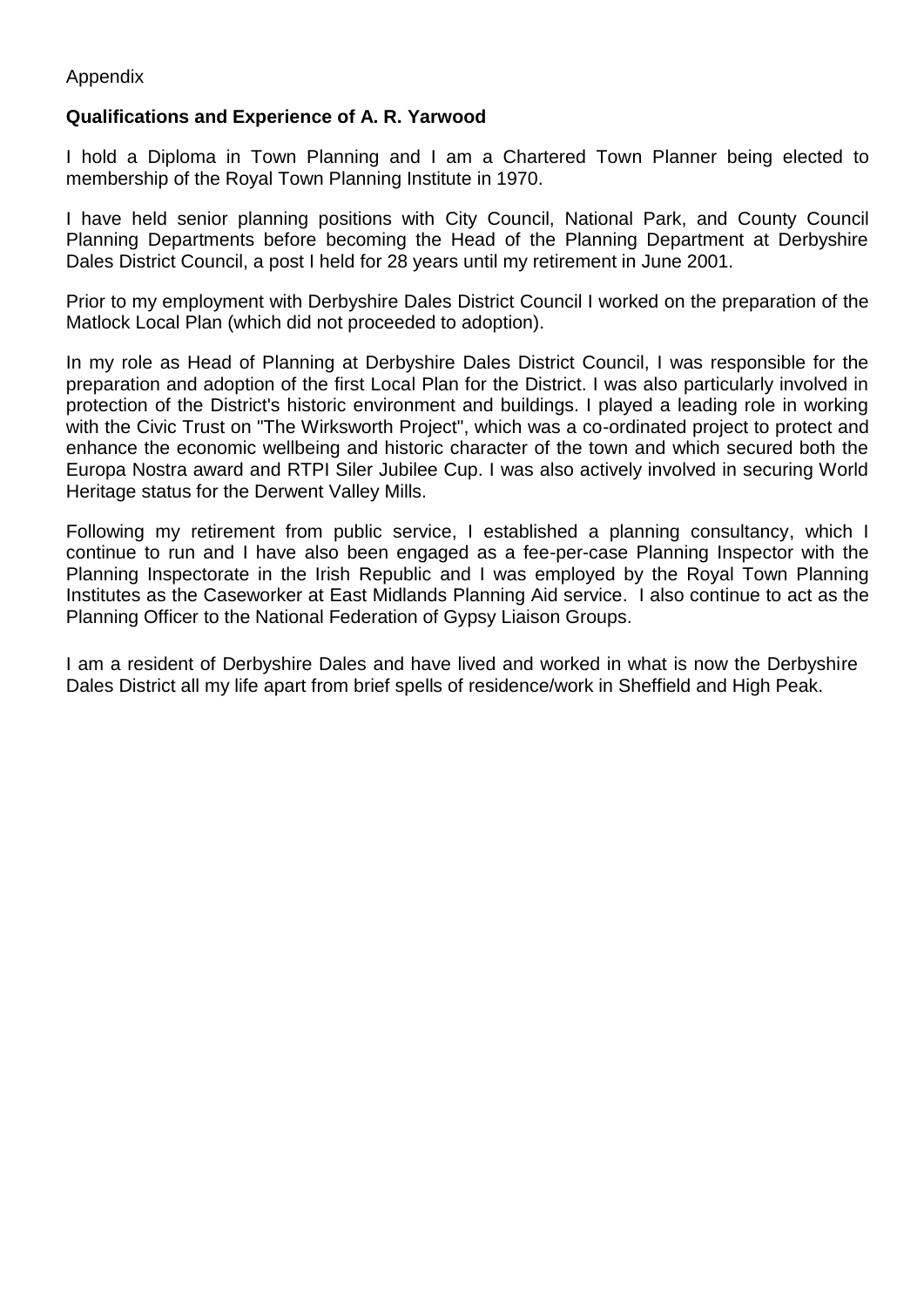Appendix

**Qualifications and Experience of A. R. Yarwood**

I hold a Diploma in Town Planning and I am a Chartered Town Planner being elected to membership of the Royal Town Planning Institute in 1970.

I have held senior planning positions with City Council, National Park, and County Council Planning Departments before becoming the Head of the Planning Department at Derbyshire Dales District Council, a post I held for 28 years until my retirement in June 2001.

Prior to my employment with Derbyshire Dales District Council I worked on the preparation of the Matlock Local Plan (which did not proceeded to adoption).

In my role as Head of Planning at Derbyshire Dales District Council, I was responsible for the preparation and adoption of the first Local Plan for the District. I was also particularly involved in protection of the District's historic environment and buildings. I played a leading role in working with the Civic Trust on "The Wirksworth Project", which was a co-ordinated project to protect and enhance the economic wellbeing and historic character of the town and which secured both the Europa Nostra award and RTPI Siler Jubilee Cup. I was also actively involved in securing World Heritage status for the Derwent Valley Mills.

Following my retirement from public service, I established a planning consultancy, which I continue to run and I have also been engaged as a fee-per-case Planning Inspector with the Planning Inspectorate in the Irish Republic and I was employed by the Royal Town Planning Institutes as the Caseworker at East Midlands Planning Aid service. I also continue to act as the Planning Officer to the National Federation of Gypsy Liaison Groups.

I am a resident of Derbyshire Dales and have lived and worked in what is now the Derbyshire Dales District all my life apart from brief spells of residence/work in Sheffield and High Peak.